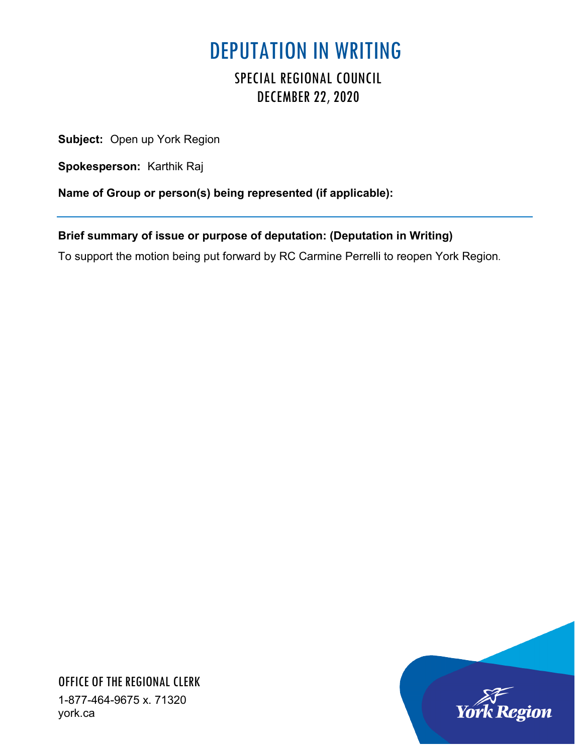# DEPUTATION IN WRITING

## SPECIAL REGIONAL COUNCIL
## DECEMBER 22, 2020

**Subject:** Open up York Region

**Spokesperson:** Karthik Raj

**Name of Group or person(s) being represented (if applicable):**

---

**Brief summary of issue or purpose of deputation: (Deputation in Writing)**

To support the motion being put forward by RC Carmine Perrelli to reopen York Region.

OFFICE OF THE REGIONAL CLERK

1-877-464-9675 x. 71320
york.ca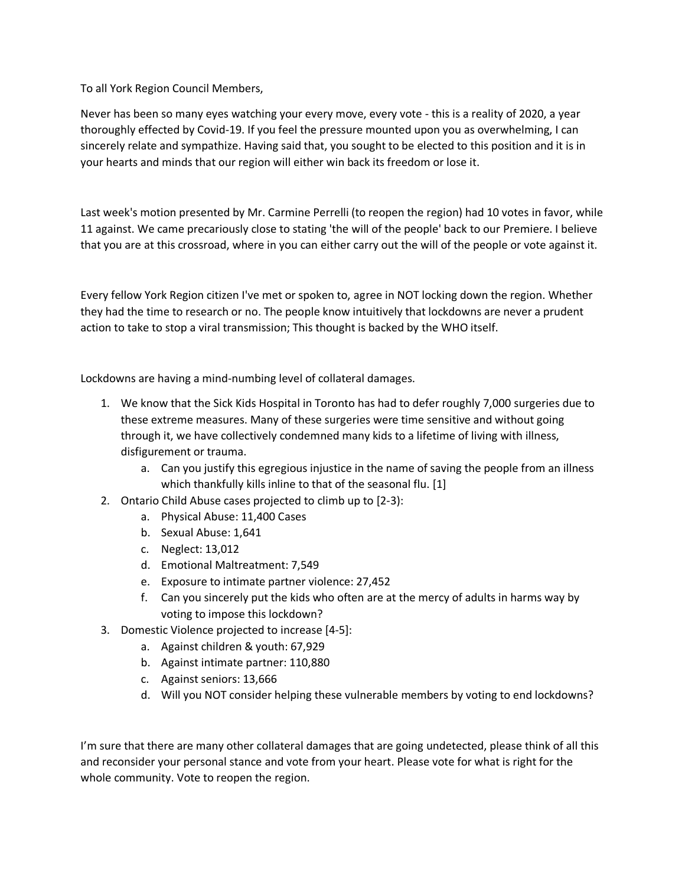To all York Region Council Members,

Never has been so many eyes watching your every move, every vote - this is a reality of 2020, a year thoroughly effected by Covid-19. If you feel the pressure mounted upon you as overwhelming, I can sincerely relate and sympathize. Having said that, you sought to be elected to this position and it is in your hearts and minds that our region will either win back its freedom or lose it.

Last week's motion presented by Mr. Carmine Perrelli (to reopen the region) had 10 votes in favor, while 11 against. We came precariously close to stating 'the will of the people' back to our Premiere. I believe that you are at this crossroad, where in you can either carry out the will of the people or vote against it.

Every fellow York Region citizen I've met or spoken to, agree in NOT locking down the region. Whether they had the time to research or no. The people know intuitively that lockdowns are never a prudent action to take to stop a viral transmission; This thought is backed by the WHO itself.

Lockdowns are having a mind-numbing level of collateral damages.

1. We know that the Sick Kids Hospital in Toronto has had to defer roughly 7,000 surgeries due to these extreme measures. Many of these surgeries were time sensitive and without going through it, we have collectively condemned many kids to a lifetime of living with illness, disfigurement or trauma.
    a. Can you justify this egregious injustice in the name of saving the people from an illness which thankfully kills inline to that of the seasonal flu. [1]
2. Ontario Child Abuse cases projected to climb up to [2-3]:
    a. Physical Abuse: 11,400 Cases
    b. Sexual Abuse: 1,641
    c. Neglect: 13,012
    d. Emotional Maltreatment: 7,549
    e. Exposure to intimate partner violence: 27,452
    f. Can you sincerely put the kids who often are at the mercy of adults in harms way by voting to impose this lockdown?
3. Domestic Violence projected to increase [4-5]:
    a. Against children & youth: 67,929
    b. Against intimate partner: 110,880
    c. Against seniors: 13,666
    d. Will you NOT consider helping these vulnerable members by voting to end lockdowns?

I'm sure that there are many other collateral damages that are going undetected, please think of all this and reconsider your personal stance and vote from your heart. Please vote for what is right for the whole community. Vote to reopen the region.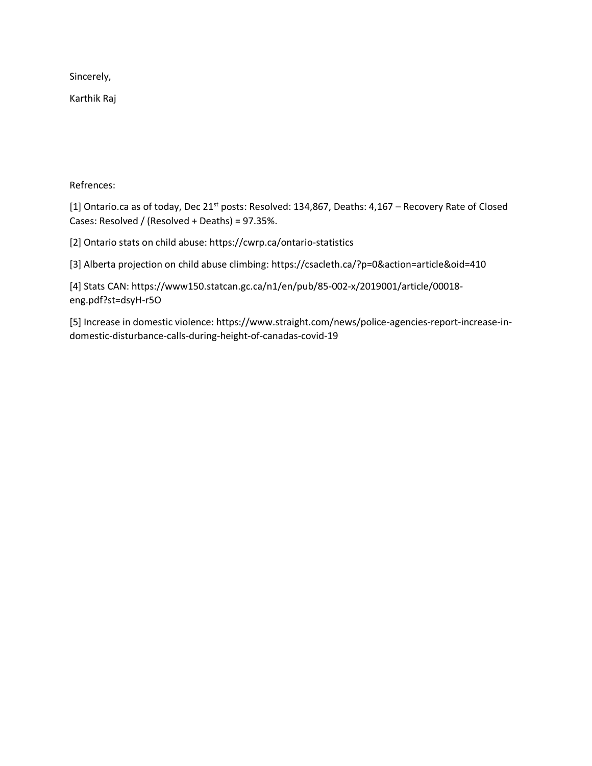Sincerely,

Karthik Raj

Refrences:

[1] Ontario.ca as of today, Dec 21st posts: Resolved: 134,867, Deaths: 4,167 – Recovery Rate of Closed Cases: Resolved / (Resolved + Deaths) = 97.35%.

[2] Ontario stats on child abuse: https://cwrp.ca/ontario-statistics

[3] Alberta projection on child abuse climbing: https://csacleth.ca/?p=0&action=article&oid=410

[4] Stats CAN: https://www150.statcan.gc.ca/n1/en/pub/85-002-x/2019001/article/00018-eng.pdf?st=dsyH-r5O

[5] Increase in domestic violence: https://www.straight.com/news/police-agencies-report-increase-in-domestic-disturbance-calls-during-height-of-canadas-covid-19